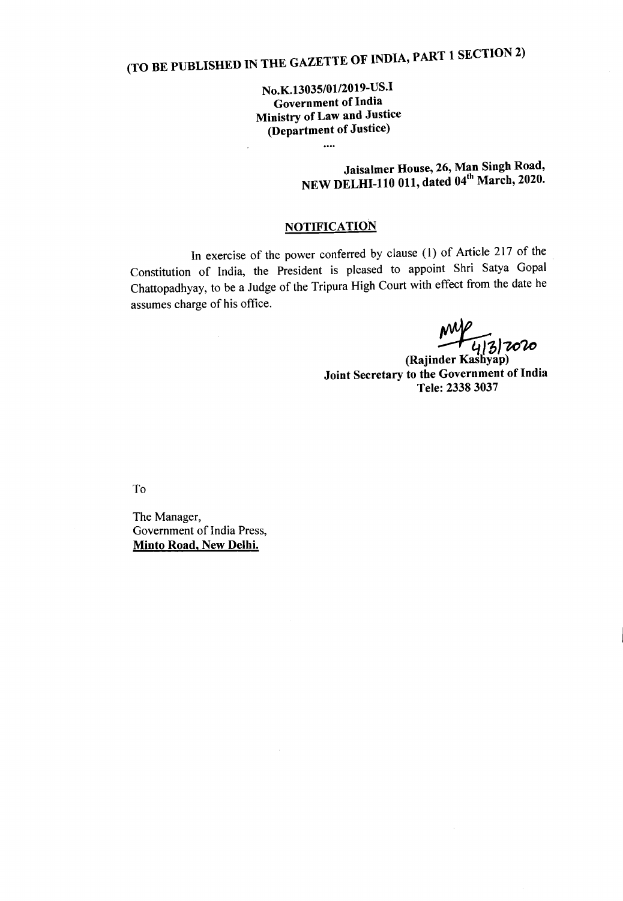# (TO BE PUBLISHED IN THE GAZETTE OF INDIA, PART 1 SECTION 2)

**No.K.13035/01/2019-US.I**
**Government of India**
**Ministry of Law and Justice**
**(Department of Justice)**

....

**Jaisalmer House, 26, Man Singh Road,**
**NEW DELHI-110 011, dated 04th March, 2020.**

## NOTIFICATION

In exercise of the power conferred by clause (1) of Article 217 of the Constitution of India, the President is pleased to appoint Shri Satya Gopal Chattopadhyay, to be a Judge of the Tripura High Court with effect from the date he assumes charge of his office.

4/3/2020

**(Rajinder Kashyap)**
**Joint Secretary to the Government of India**
**Tele: 2338 3037**

To

The Manager,
Government of India Press,
**Minto Road, New Delhi.**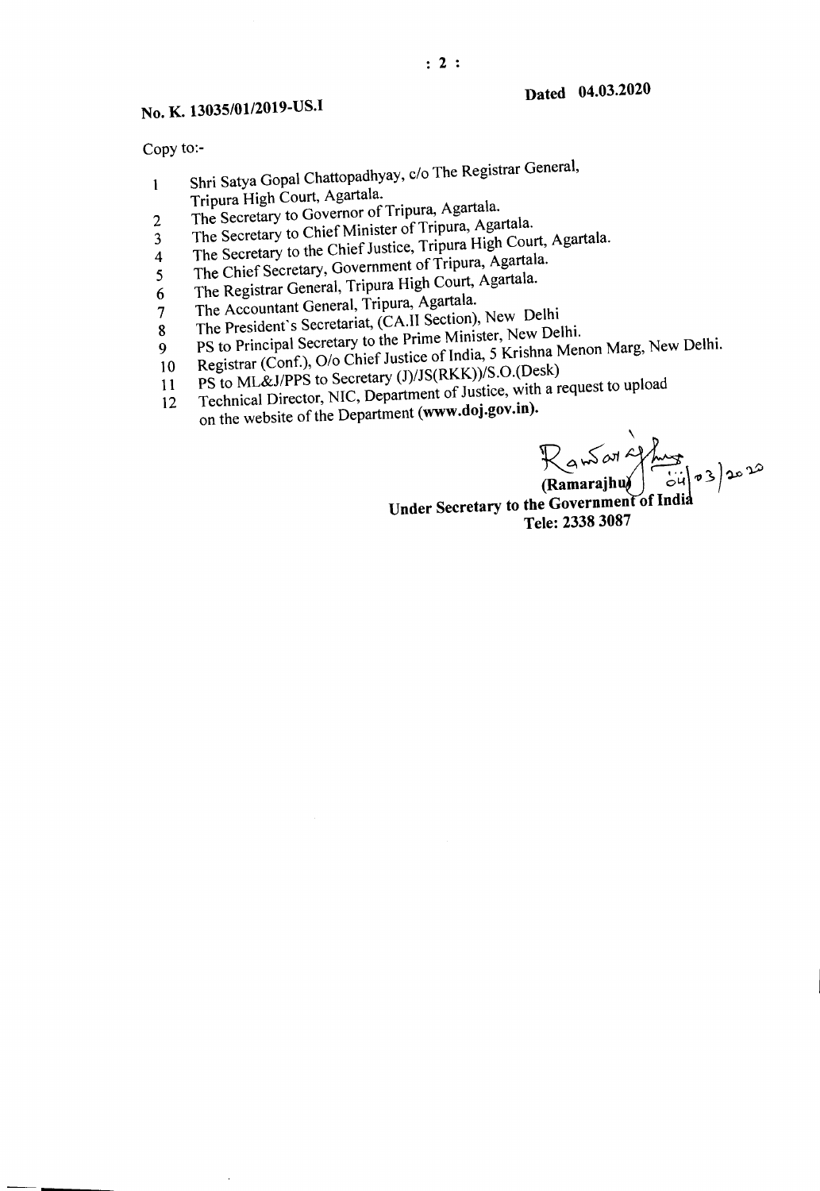**No. K. 13035/01/2019-US.I** **Dated 04.03.2020**

Copy to:-

1. Shri Satya Gopal Chattopadhyay, c/o The Registrar General, Tripura High Court, Agartala.
2. The Secretary to Governor of Tripura, Agartala.
3. The Secretary to Chief Minister of Tripura, Agartala.
4. The Secretary to the Chief Justice, Tripura High Court, Agartala.
5. The Chief Secretary, Government of Tripura, Agartala.
6. The Registrar General, Tripura High Court, Agartala.
7. The Accountant General, Tripura, Agartala.
8. The President's Secretariat, (CA.II Section), New Delhi
9. PS to Principal Secretary to the Prime Minister, New Delhi.
10. Registrar (Conf.), O/o Chief Justice of India, 5 Krishna Menon Marg, New Delhi.
11. PS to ML&J/PPS to Secretary (J)/JS(RKK))/S.O.(Desk)
12. Technical Director, NIC, Department of Justice, with a request to upload on the website of the Department (**www.doj.gov.in**).

04/03/2020

**(Ramarajhu)**
**Under Secretary to the Government of India**
**Tele: 2338 3087**